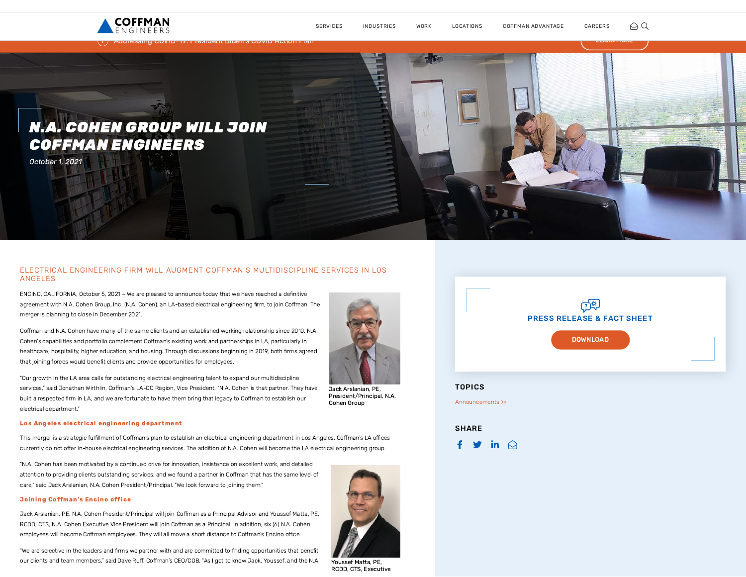# N.A. COHEN GROUP WILL JOIN COFFMAN ENGINEERS

*October 1, 2021*

## ELECTRICAL ENGINEERING FIRM WILL AUGMENT COFFMAN'S MULTIDISCIPLINE SERVICES IN LOS ANGELES

ENCINO, CALIFORNIA, October 5, 2021 – We are pleased to announce today that we have reached a definitive agreement with N.A. Cohen Group, Inc. (N.A. Cohen), an LA-based electrical engineering firm, to join Coffman. The merger is planning to close in December 2021.

Coffman and N.A. Cohen have many of the same clients and an established working relationship since 2010. N.A. Cohen's capabilities and portfolio complement Coffman's existing work and partnerships in LA, particularly in healthcare, hospitality, higher education, and housing. Through discussions beginning in 2019, both firms agreed that joining forces would benefit clients and provide opportunities for employees.

"Our growth in the LA area calls for outstanding electrical engineering talent to expand our multidiscipline services," said Jonathan Wirthlin, Coffman's LA-OC Region, Vice President. "N.A. Cohen is that partner. They have built a respected firm in LA, and we are fortunate to have them bring that legacy to Coffman to establish our electrical department."

Jack Arslanian, PE, President/Principal, N.A. Cohen Group

### Los Angeles electrical engineering department

This merger is a strategic fulfillment of Coffman's plan to establish an electrical engineering department in Los Angeles. Coffman's LA offices currently do not offer in-house electrical engineering services. The addition of N.A. Cohen will become the LA electrical engineering group.

"N.A. Cohen has been motivated by a continued drive for innovation, insistence on excellent work, and detailed attention to providing clients outstanding services, and we found a partner in Coffman that has the same level of care," said Jack Arslanian, N.A. Cohen President/Principal. "We look forward to joining them."

### Joining Coffman's Encino office

Jack Arslanian, PE, N.A. Cohen President/Principal will join Coffman as a Principal Advisor and Youssef Matta, PE, RCDD, CTS, N.A. Cohen Executive Vice President will join Coffman as a Principal. In addition, six (6) N.A. Cohen employees will become Coffman employees. They will all move a short distance to Coffman's Encino office.

"We are selective in the leaders and firms we partner with and are committed to finding opportunities that benefit our clients and team members," said Dave Ruff, Coffman's CEO/COB. "As I got to know Jack, Youssef, and the N.A.

Youssef Matta, PE, RCDD, CTS, Executive

**PRESS RELEASE & FACT SHEET**

DOWNLOAD

**TOPICS**

Announcements >>

**SHARE**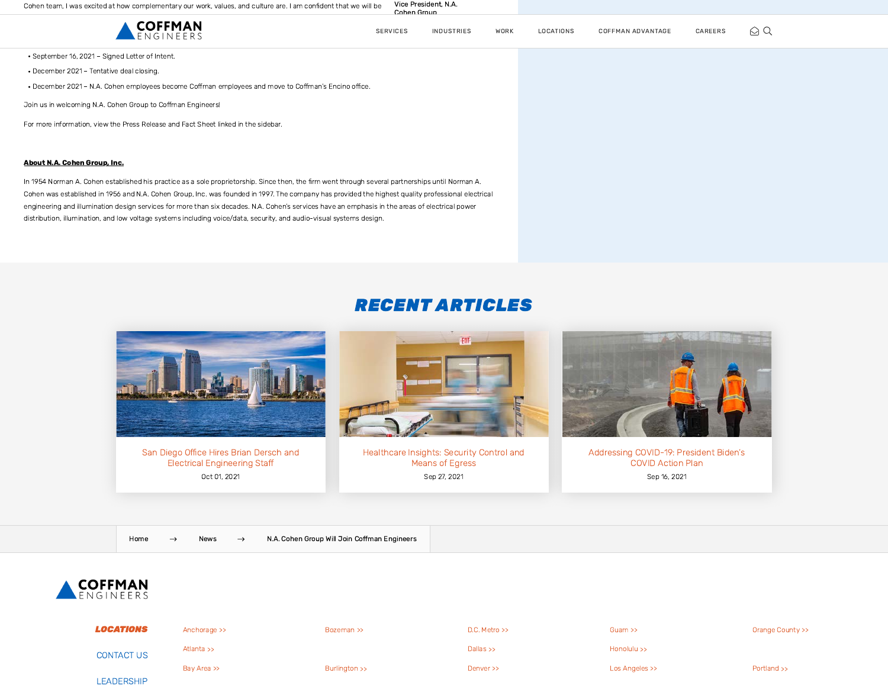Cohen team, I was excited at how complementary our work, values, and culture are. I am confident that we will be

Vice President, N.A. Cohen Group

- September 16, 2021 – Signed Letter of Intent.
- December 2021 – Tentative deal closing.
- December 2021 – N.A. Cohen employees become Coffman employees and move to Coffman's Encino office.

Join us in welcoming N.A. Cohen Group to Coffman Engineers!

For more information, view the Press Release and Fact Sheet linked in the sidebar.

**About N.A. Cohen Group, Inc.**

In 1954 Norman A. Cohen established his practice as a sole proprietorship. Since then, the firm went through several partnerships until Norman A. Cohen was established in 1956 and N.A. Cohen Group, Inc. was founded in 1997. The company has provided the highest quality professional electrical engineering and illumination design services for more than six decades. N.A. Cohen's services have an emphasis in the areas of electrical power distribution, illumination, and low voltage systems including voice/data, security, and audio-visual systems design.

## RECENT ARTICLES

San Diego Office Hires Brian Dersch and Electrical Engineering Staff
Oct 01, 2021

Healthcare Insights: Security Control and Means of Egress
Sep 27, 2021

Addressing COVID-19: President Biden's COVID Action Plan
Sep 16, 2021

Home → News → N.A. Cohen Group Will Join Coffman Engineers

COFFMAN ENGINEERS

LOCATIONS

CONTACT US

LEADERSHIP

Anchorage >>
Atlanta >>
Bay Area >>
Bozeman >>
Burlington >>
D.C. Metro >>
Dallas >>
Denver >>
Guam >>
Honolulu >>
Los Angeles >>
Orange County >>
Portland >>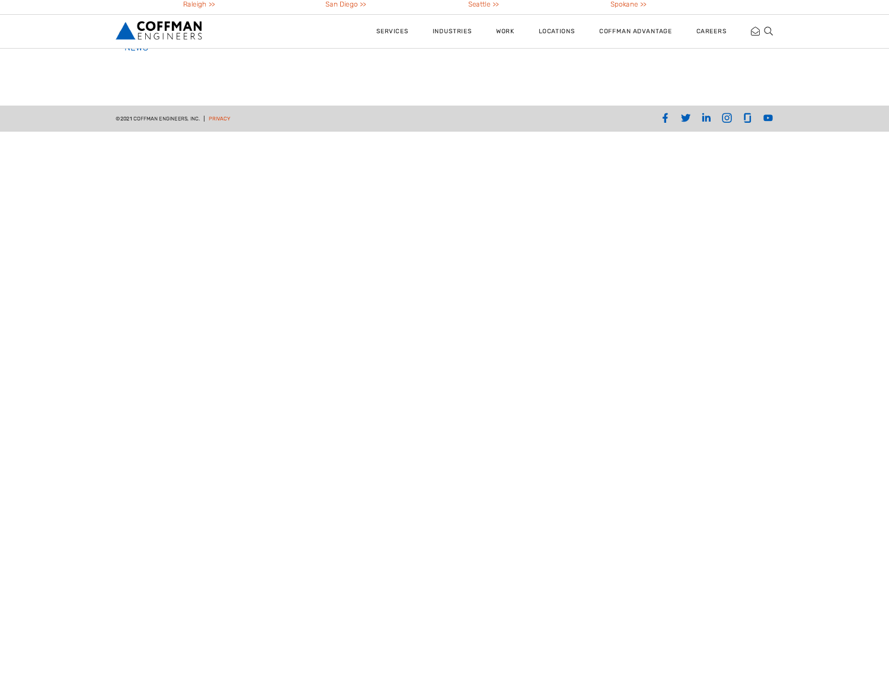Raleigh >> San Diego >> Seattle >> Spokane >>

COFFMAN ENGINEERS

SERVICES INDUSTRIES WORK LOCATIONS COFFMAN ADVANTAGE CAREERS

NEWS

©2021 COFFMAN ENGINEERS, INC. | PRIVACY